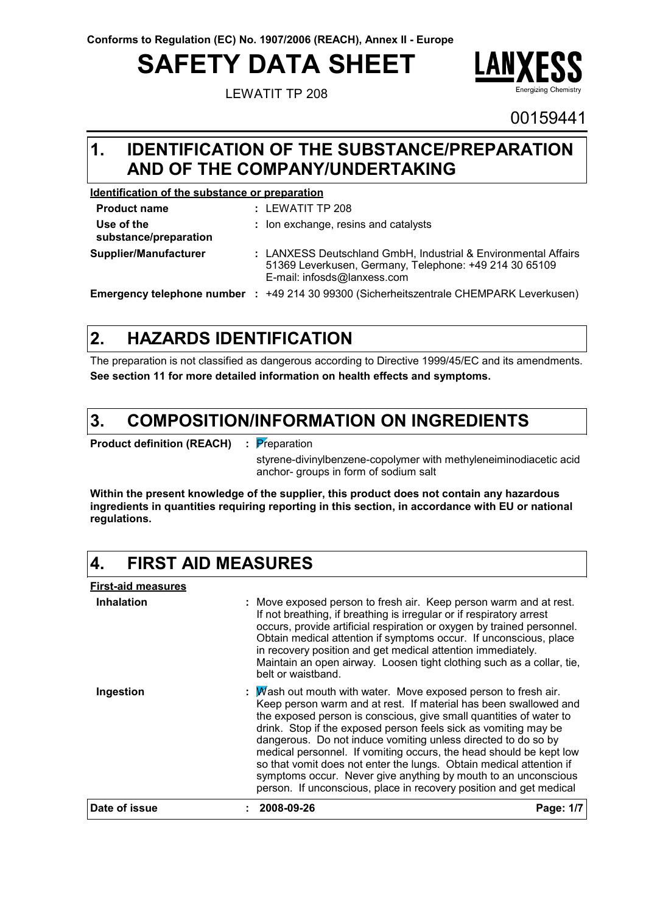Conforms to Regulation (EC) No. 1907/2006 (REACH), Annex II - Europe

# SAFETY DATA SHEET

LEWATIT TP 208

00159441

## 1. IDENTIFICATION OF THE SUBSTANCE/PREPARATION AND OF THE COMPANY/UNDERTAKING

**Identification of the substance or preparation**

| | |
|---|---|
| **Product name** | : LEWATIT TP 208 |
| **Use of the substance/preparation** | : Ion exchange, resins and catalysts |
| **Supplier/Manufacturer** | : LANXESS Deutschland GmbH, Industrial & Environmental Affairs 51369 Leverkusen, Germany, Telephone: +49 214 30 65109 E-mail: infosds@lanxess.com |
| **Emergency telephone number** | : +49 214 30 99300 (Sicherheitszentrale CHEMPARK Leverkusen) |

## 2. HAZARDS IDENTIFICATION

The preparation is not classified as dangerous according to Directive 1999/45/EC and its amendments.

**See section 11 for more detailed information on health effects and symptoms.**

## 3. COMPOSITION/INFORMATION ON INGREDIENTS

**Product definition (REACH)** : Preparation

styrene-divinylbenzene-copolymer with methyleneiminodiacetic acid anchor- groups in form of sodium salt

**Within the present knowledge of the supplier, this product does not contain any hazardous ingredients in quantities requiring reporting in this section, in accordance with EU or national regulations.**

## 4. FIRST AID MEASURES

**First-aid measures**

| | |
|---|---|
| **Inhalation** | : Move exposed person to fresh air. Keep person warm and at rest. If not breathing, if breathing is irregular or if respiratory arrest occurs, provide artificial respiration or oxygen by trained personnel. Obtain medical attention if symptoms occur. If unconscious, place in recovery position and get medical attention immediately. Maintain an open airway. Loosen tight clothing such as a collar, tie, belt or waistband. |
| **Ingestion** | : Wash out mouth with water. Move exposed person to fresh air. Keep person warm and at rest. If material has been swallowed and the exposed person is conscious, give small quantities of water to drink. Stop if the exposed person feels sick as vomiting may be dangerous. Do not induce vomiting unless directed to do so by medical personnel. If vomiting occurs, the head should be kept low so that vomit does not enter the lungs. Obtain medical attention if symptoms occur. Never give anything by mouth to an unconscious person. If unconscious, place in recovery position and get medical |

**Date of issue** : **2008-09-26**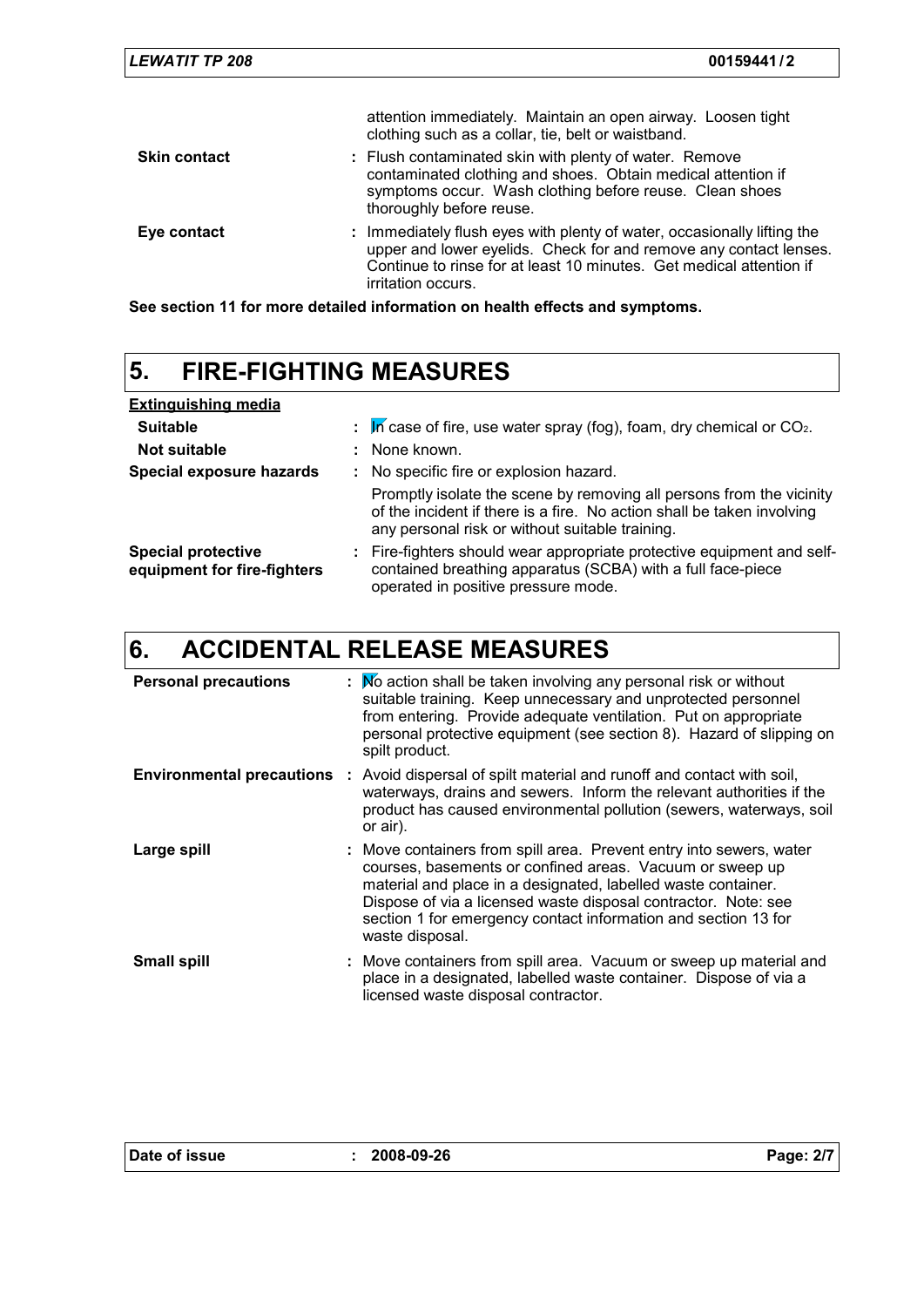attention immediately. Maintain an open airway. Loosen tight clothing such as a collar, tie, belt or waistband.

| | |
|---|---|
| **Skin contact** | : Flush contaminated skin with plenty of water. Remove contaminated clothing and shoes. Obtain medical attention if symptoms occur. Wash clothing before reuse. Clean shoes thoroughly before reuse. |
| **Eye contact** | : Immediately flush eyes with plenty of water, occasionally lifting the upper and lower eyelids. Check for and remove any contact lenses. Continue to rinse for at least 10 minutes. Get medical attention if irritation occurs. |

**See section 11 for more detailed information on health effects and symptoms.**

## 5. FIRE-FIGHTING MEASURES

| | |
|---|---|
| **Extinguishing media** | |
| **Suitable** | : In case of fire, use water spray (fog), foam, dry chemical or $CO_2$. |
| **Not suitable** | : None known. |
| **Special exposure hazards** | : No specific fire or explosion hazard. Promptly isolate the scene by removing all persons from the vicinity of the incident if there is a fire. No action shall be taken involving any personal risk or without suitable training. |
| **Special protective equipment for fire-fighters** | : Fire-fighters should wear appropriate protective equipment and self-contained breathing apparatus (SCBA) with a full face-piece operated in positive pressure mode. |

## 6. ACCIDENTAL RELEASE MEASURES

| | |
|---|---|
| **Personal precautions** | : No action shall be taken involving any personal risk or without suitable training. Keep unnecessary and unprotected personnel from entering. Provide adequate ventilation. Put on appropriate personal protective equipment (see section 8). Hazard of slipping on spilt product. |
| **Environmental precautions** | : Avoid dispersal of spilt material and runoff and contact with soil, waterways, drains and sewers. Inform the relevant authorities if the product has caused environmental pollution (sewers, waterways, soil or air). |
| **Large spill** | : Move containers from spill area. Prevent entry into sewers, water courses, basements or confined areas. Vacuum or sweep up material and place in a designated, labelled waste container. Dispose of via a licensed waste disposal contractor. Note: see section 1 for emergency contact information and section 13 for waste disposal. |
| **Small spill** | : Move containers from spill area. Vacuum or sweep up material and place in a designated, labelled waste container. Dispose of via a licensed waste disposal contractor. |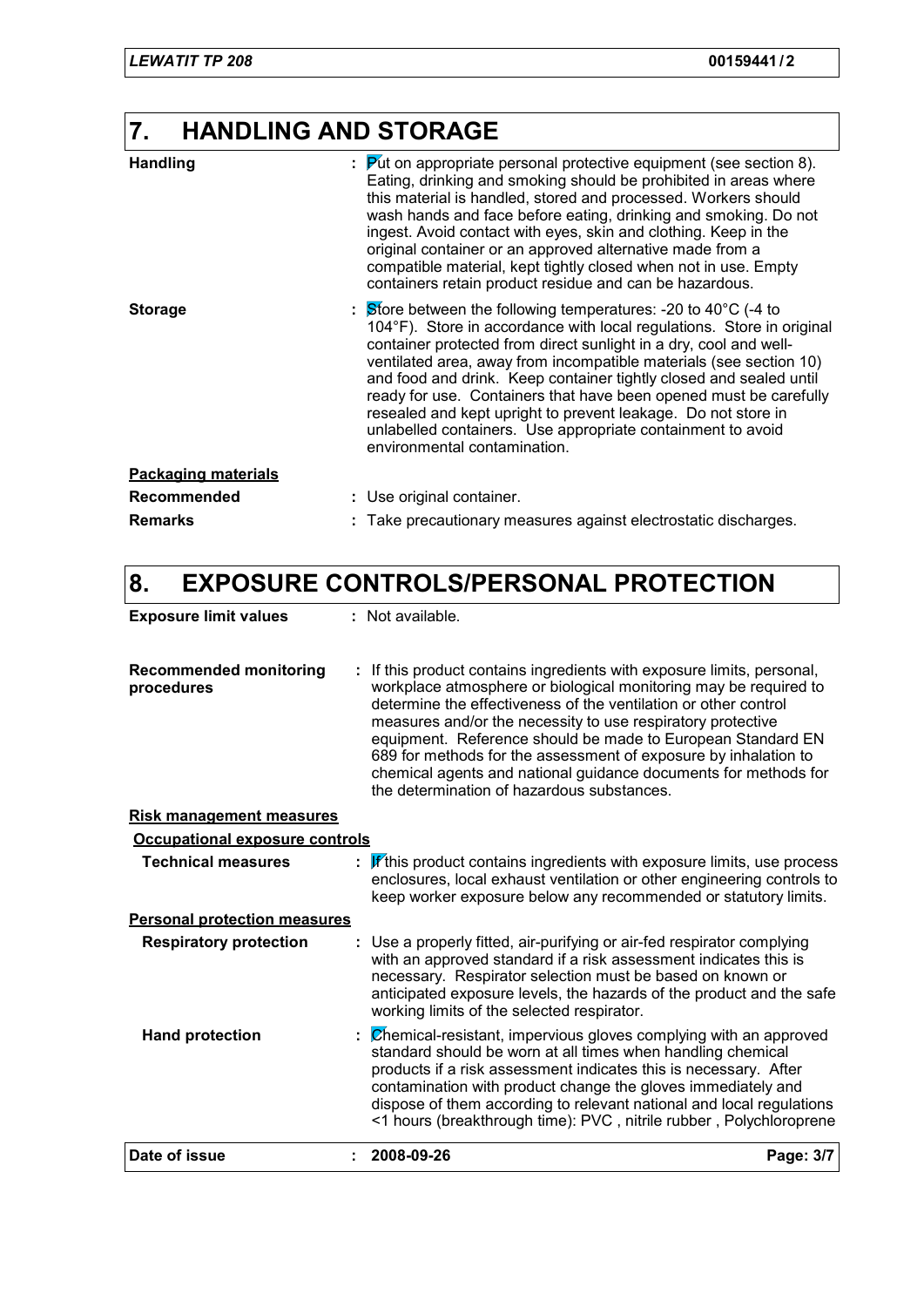## 7. HANDLING AND STORAGE

**Handling** : Put on appropriate personal protective equipment (see section 8). Eating, drinking and smoking should be prohibited in areas where this material is handled, stored and processed. Workers should wash hands and face before eating, drinking and smoking. Do not ingest. Avoid contact with eyes, skin and clothing. Keep in the original container or an approved alternative made from a compatible material, kept tightly closed when not in use. Empty containers retain product residue and can be hazardous.

**Storage** : Store between the following temperatures: -20 to 40°C (-4 to 104°F). Store in accordance with local regulations. Store in original container protected from direct sunlight in a dry, cool and well-ventilated area, away from incompatible materials (see section 10) and food and drink. Keep container tightly closed and sealed until ready for use. Containers that have been opened must be carefully resealed and kept upright to prevent leakage. Do not store in unlabelled containers. Use appropriate containment to avoid environmental contamination.

**Packaging materials**

**Recommended** : Use original container.

**Remarks** : Take precautionary measures against electrostatic discharges.

## 8. EXPOSURE CONTROLS/PERSONAL PROTECTION

**Exposure limit values** : Not available.

**Recommended monitoring procedures** : If this product contains ingredients with exposure limits, personal, workplace atmosphere or biological monitoring may be required to determine the effectiveness of the ventilation or other control measures and/or the necessity to use respiratory protective equipment. Reference should be made to European Standard EN 689 for methods for the assessment of exposure by inhalation to chemical agents and national guidance documents for methods for the determination of hazardous substances.

**Risk management measures**

**Occupational exposure controls**

**Technical measures** : If this product contains ingredients with exposure limits, use process enclosures, local exhaust ventilation or other engineering controls to keep worker exposure below any recommended or statutory limits.

**Personal protection measures**

**Respiratory protection** : Use a properly fitted, air-purifying or air-fed respirator complying with an approved standard if a risk assessment indicates this is necessary. Respirator selection must be based on known or anticipated exposure levels, the hazards of the product and the safe working limits of the selected respirator.

**Hand protection** : Chemical-resistant, impervious gloves complying with an approved standard should be worn at all times when handling chemical products if a risk assessment indicates this is necessary. After contamination with product change the gloves immediately and dispose of them according to relevant national and local regulations <1 hours (breakthrough time): PVC , nitrile rubber , Polychloroprene

**Date of issue** : 2008-09-26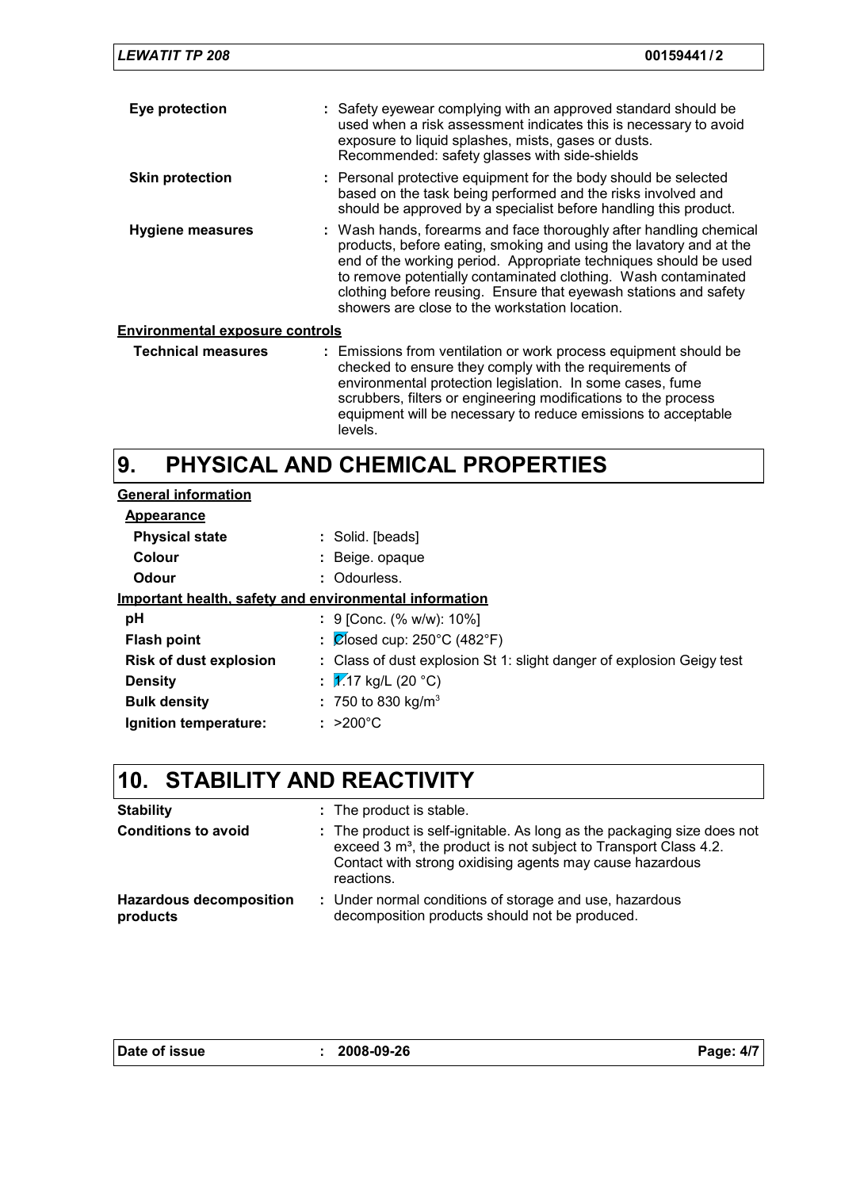**Eye protection** : Safety eyewear complying with an approved standard should be used when a risk assessment indicates this is necessary to avoid exposure to liquid splashes, mists, gases or dusts. Recommended: safety glasses with side-shields

**Skin protection** : Personal protective equipment for the body should be selected based on the task being performed and the risks involved and should be approved by a specialist before handling this product.

**Hygiene measures** : Wash hands, forearms and face thoroughly after handling chemical products, before eating, smoking and using the lavatory and at the end of the working period. Appropriate techniques should be used to remove potentially contaminated clothing. Wash contaminated clothing before reusing. Ensure that eyewash stations and safety showers are close to the workstation location.

**Environmental exposure controls**

**Technical measures** : Emissions from ventilation or work process equipment should be checked to ensure they comply with the requirements of environmental protection legislation. In some cases, fume scrubbers, filters or engineering modifications to the process equipment will be necessary to reduce emissions to acceptable levels.

# 9. PHYSICAL AND CHEMICAL PROPERTIES

**General information**

**Appearance**

**Physical state** : Solid. [beads]

**Colour** : Beige. opaque

**Odour** : Odourless.

**Important health, safety and environmental information**

**pH** : 9 [Conc. (% w/w): 10%]

**Flash point** : Closed cup: 250°C (482°F)

**Risk of dust explosion** : Class of dust explosion St 1: slight danger of explosion Geigy test

**Density** : 1.17 kg/L (20 °C)

**Bulk density** : 750 to 830 kg/m$^3$

**Ignition temperature:** : >200°C

# 10. STABILITY AND REACTIVITY

**Stability** : The product is stable.

**Conditions to avoid** : The product is self-ignitable. As long as the packaging size does not exceed 3 m$^3$, the product is not subject to Transport Class 4.2. Contact with strong oxidising agents may cause hazardous reactions.

**Hazardous decomposition products** : Under normal conditions of storage and use, hazardous decomposition products should not be produced.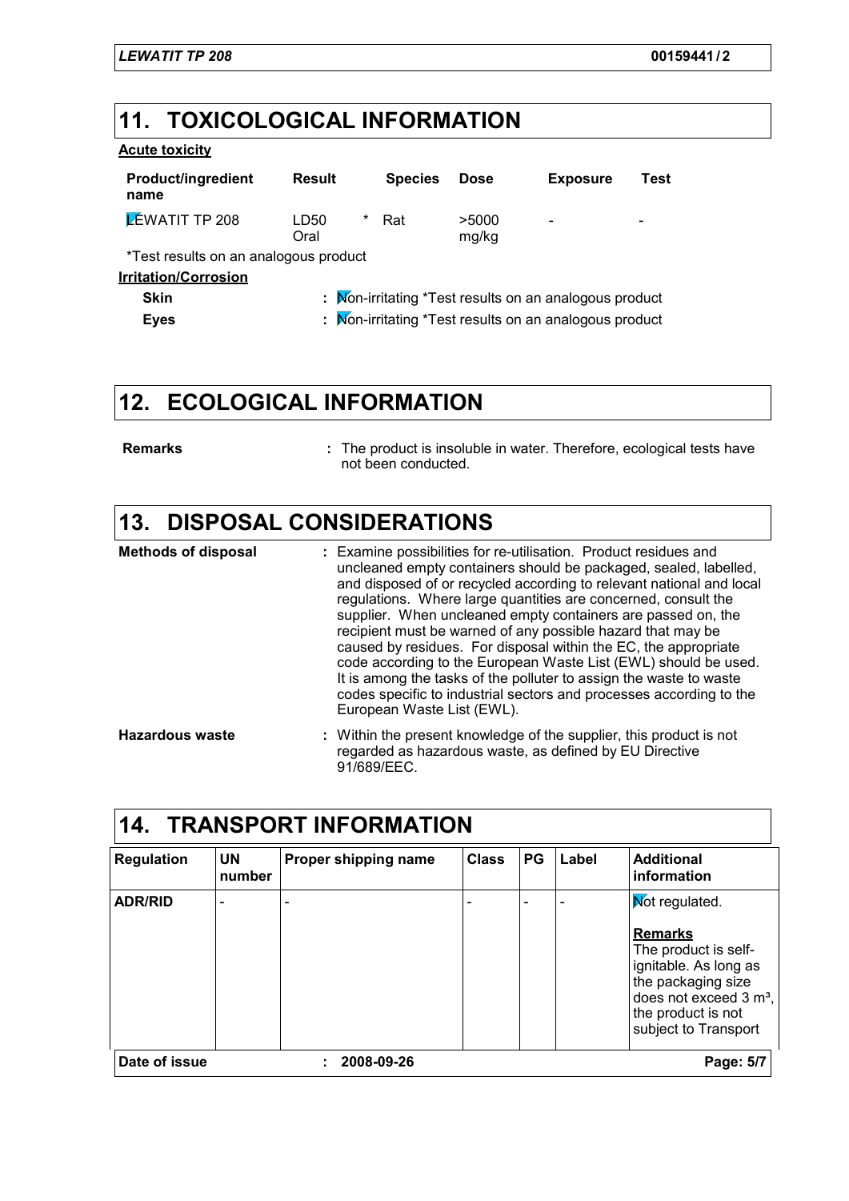## 11. TOXICOLOGICAL INFORMATION

**Acute toxicity**

| Product/ingredient name | Result | | Species | Dose | Exposure | Test |
|---|---|---|---|---|---|---|
| LEWATIT TP 208 | LD50 Oral | * | Rat | >5000 mg/kg | - | - |

*Test results on an analogous product

**Irritation/Corrosion**

**Skin** : Non-irritating *Test results on an analogous product

**Eyes** : Non-irritating *Test results on an analogous product

## 12. ECOLOGICAL INFORMATION

**Remarks** : The product is insoluble in water. Therefore, ecological tests have not been conducted.

## 13. DISPOSAL CONSIDERATIONS

**Methods of disposal** : Examine possibilities for re-utilisation. Product residues and uncleaned empty containers should be packaged, sealed, labelled, and disposed of or recycled according to relevant national and local regulations. Where large quantities are concerned, consult the supplier. When uncleaned empty containers are passed on, the recipient must be warned of any possible hazard that may be caused by residues. For disposal within the EC, the appropriate code according to the European Waste List (EWL) should be used. It is among the tasks of the polluter to assign the waste to waste codes specific to industrial sectors and processes according to the European Waste List (EWL).

**Hazardous waste** : Within the present knowledge of the supplier, this product is not regarded as hazardous waste, as defined by EU Directive 91/689/EEC.

## 14. TRANSPORT INFORMATION

| Regulation | UN number | Proper shipping name | Class | PG | Label | Additional information |
|---|---|---|---|---|---|---|
| ADR/RID | - | - | - | - | - | Not regulated. **Remarks** The product is self-ignitable. As long as the packaging size does not exceed 3 m³, the product is not subject to Transport |

**Date of issue** : 2008-09-26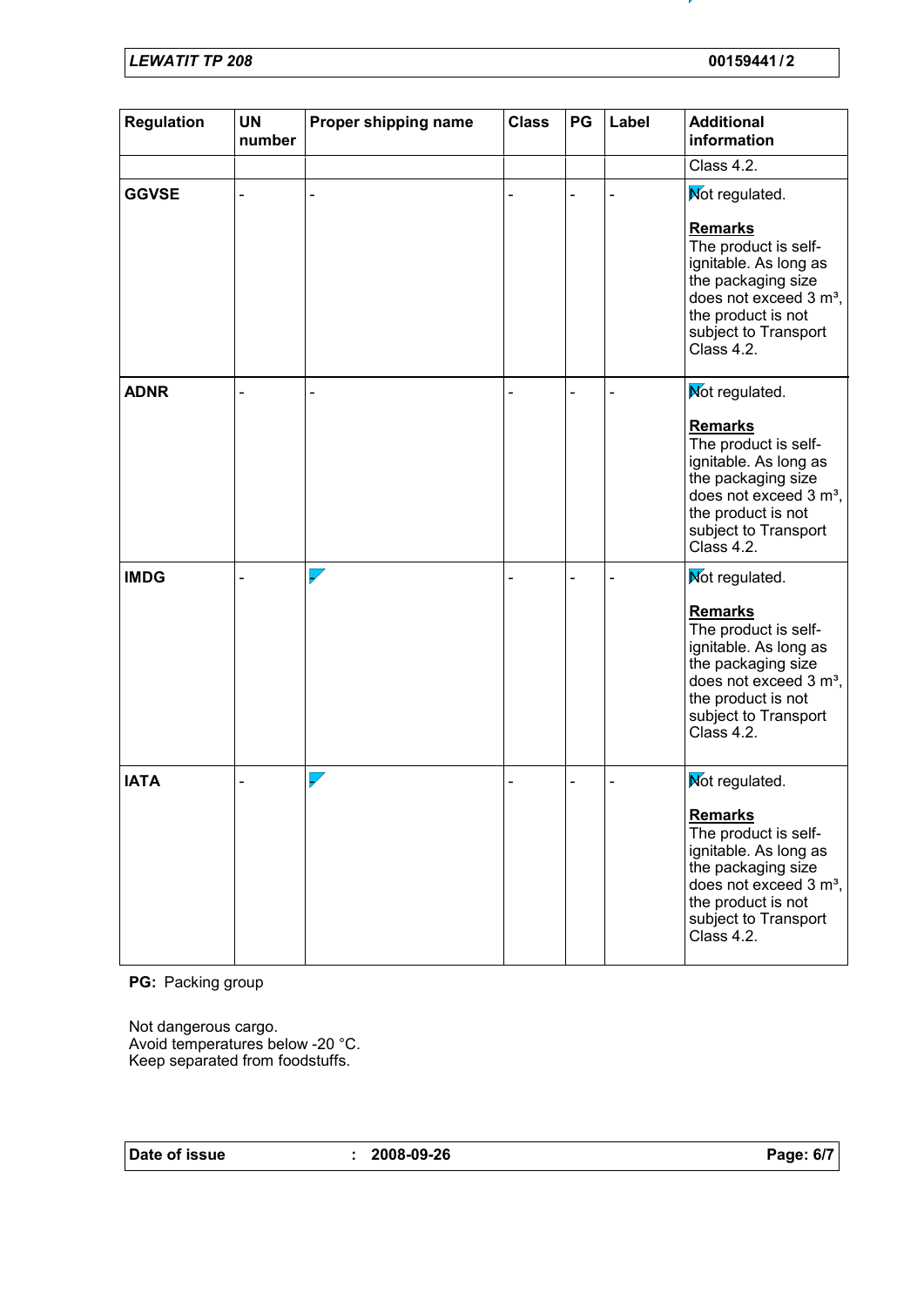| Regulation | UN number | Proper shipping name | Class | PG | Label | Additional information |
|---|---|---|---|---|---|---|
| | | | | | | Class 4.2. |
| **GGVSE** | - | - | - | - | - | Not regulated.<br><br>**Remarks**<br>The product is self-ignitable. As long as the packaging size does not exceed 3 m³, the product is not subject to Transport Class 4.2. |
| **ADNR** | - | - | - | - | - | Not regulated.<br><br>**Remarks**<br>The product is self-ignitable. As long as the packaging size does not exceed 3 m³, the product is not subject to Transport Class 4.2. |
| **IMDG** | - | - | - | - | - | Not regulated.<br><br>**Remarks**<br>The product is self-ignitable. As long as the packaging size does not exceed 3 m³, the product is not subject to Transport Class 4.2. |
| **IATA** | - | - | - | - | - | Not regulated.<br><br>**Remarks**<br>The product is self-ignitable. As long as the packaging size does not exceed 3 m³, the product is not subject to Transport Class 4.2. |

**PG:** Packing group

Not dangerous cargo.
Avoid temperatures below -20 °C.
Keep separated from foodstuffs.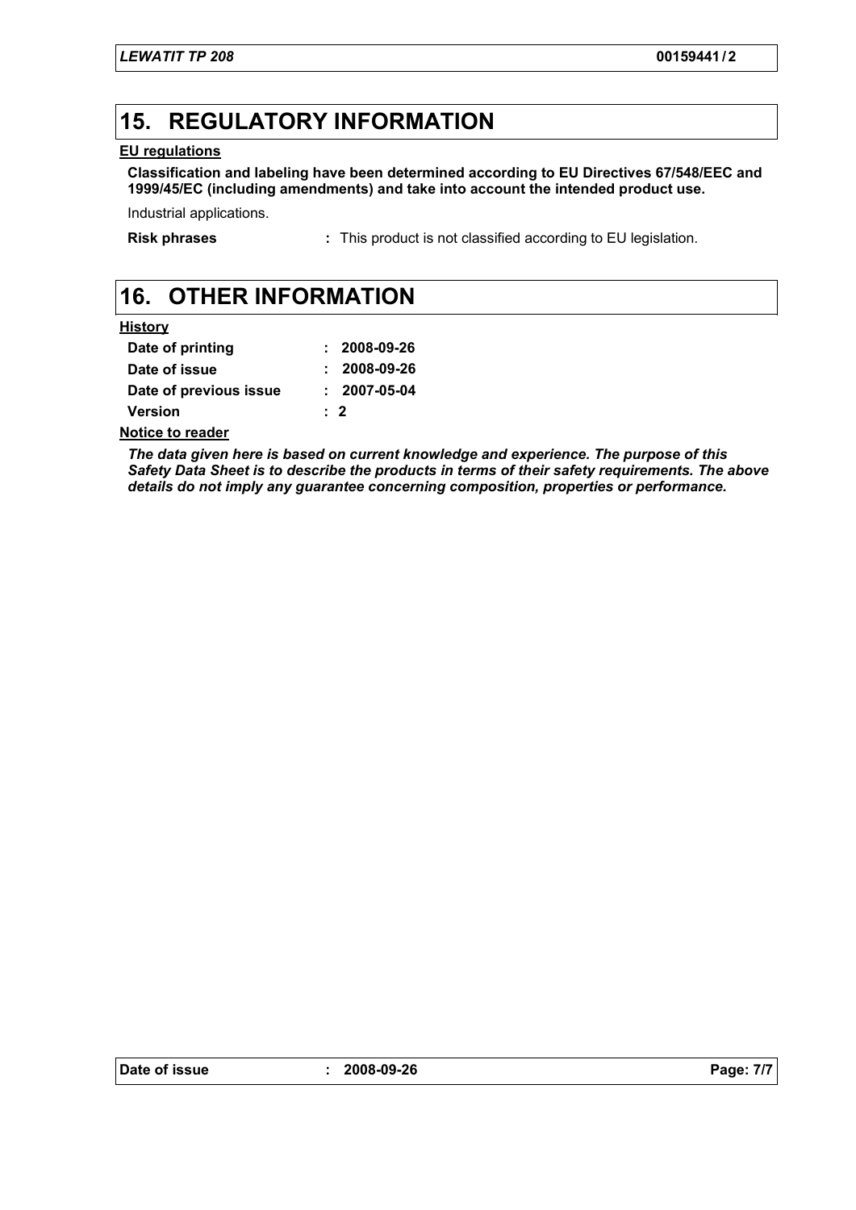## 15. REGULATORY INFORMATION

**EU regulations**

**Classification and labeling have been determined according to EU Directives 67/548/EEC and 1999/45/EC (including amendments) and take into account the intended product use.**

Industrial applications.

**Risk phrases** : This product is not classified according to EU legislation.

## 16. OTHER INFORMATION

**History**

| | |
|---|---|
| **Date of printing** | : **2008-09-26** |
| **Date of issue** | : **2008-09-26** |
| **Date of previous issue** | : **2007-05-04** |
| **Version** | : **2** |

**Notice to reader**

***The data given here is based on current knowledge and experience. The purpose of this Safety Data Sheet is to describe the products in terms of their safety requirements. The above details do not imply any guarantee concerning composition, properties or performance.***